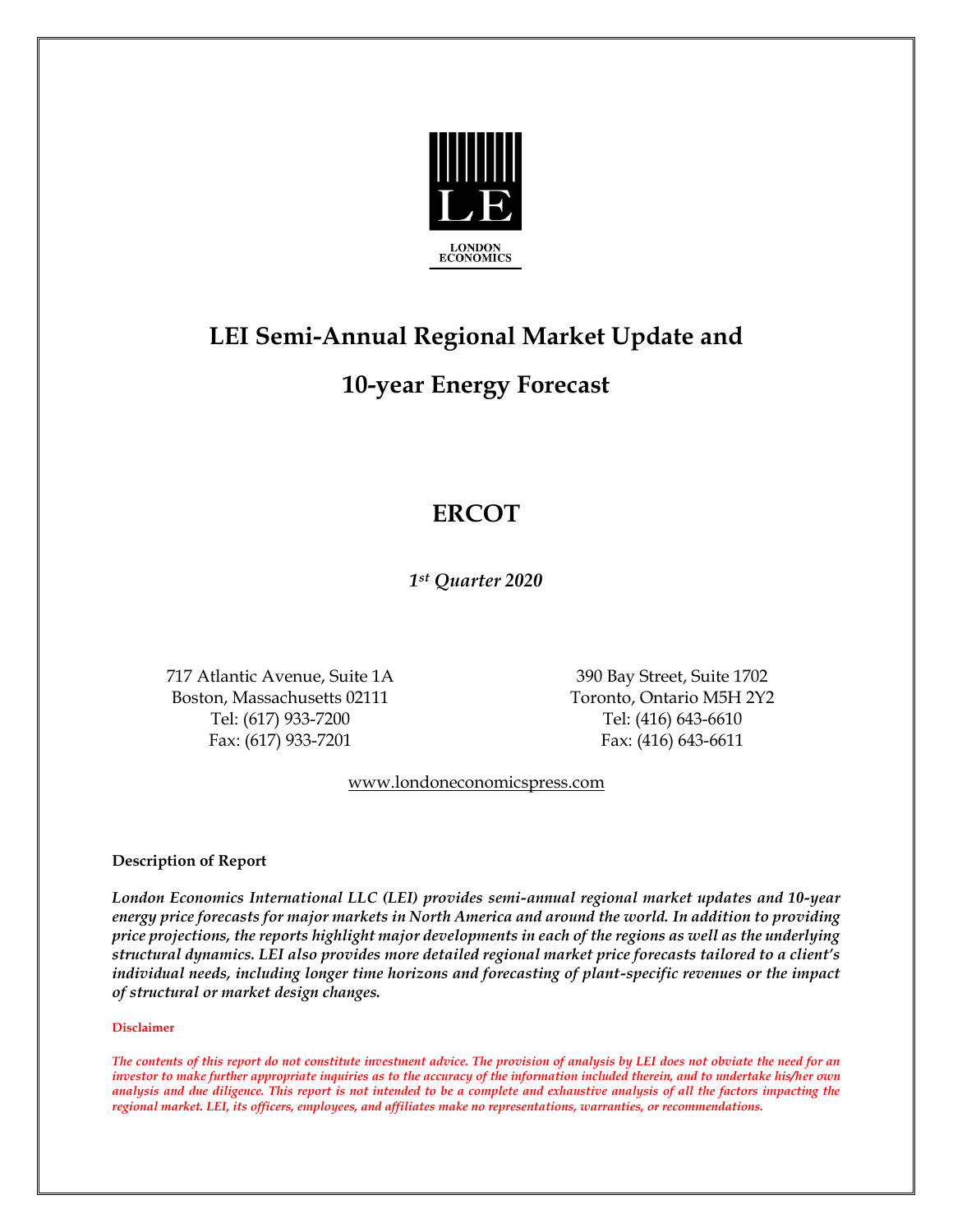LONDON ECONOMICS

# LEI Semi-Annual Regional Market Update and

# 10-year Energy Forecast

## ERCOT

*1st Quarter 2020*

717 Atlantic Avenue, Suite 1A
Boston, Massachusetts 02111
Tel: (617) 933-7200
Fax: (617) 933-7201

390 Bay Street, Suite 1702
Toronto, Ontario M5H 2Y2
Tel: (416) 643-6610
Fax: (416) 643-6611

www.londoneconomicspress.com

**Description of Report**

***London Economics International LLC (LEI) provides semi-annual regional market updates and 10-year energy price forecasts for major markets in North America and around the world. In addition to providing price projections, the reports highlight major developments in each of the regions as well as the underlying structural dynamics. LEI also provides more detailed regional market price forecasts tailored to a client's individual needs, including longer time horizons and forecasting of plant-specific revenues or the impact of structural or market design changes.***

**Disclaimer**

***The contents of this report do not constitute investment advice. The provision of analysis by LEI does not obviate the need for an investor to make further appropriate inquiries as to the accuracy of the information included therein, and to undertake his/her own analysis and due diligence. This report is not intended to be a complete and exhaustive analysis of all the factors impacting the regional market. LEI, its officers, employees, and affiliates make no representations, warranties, or recommendations.***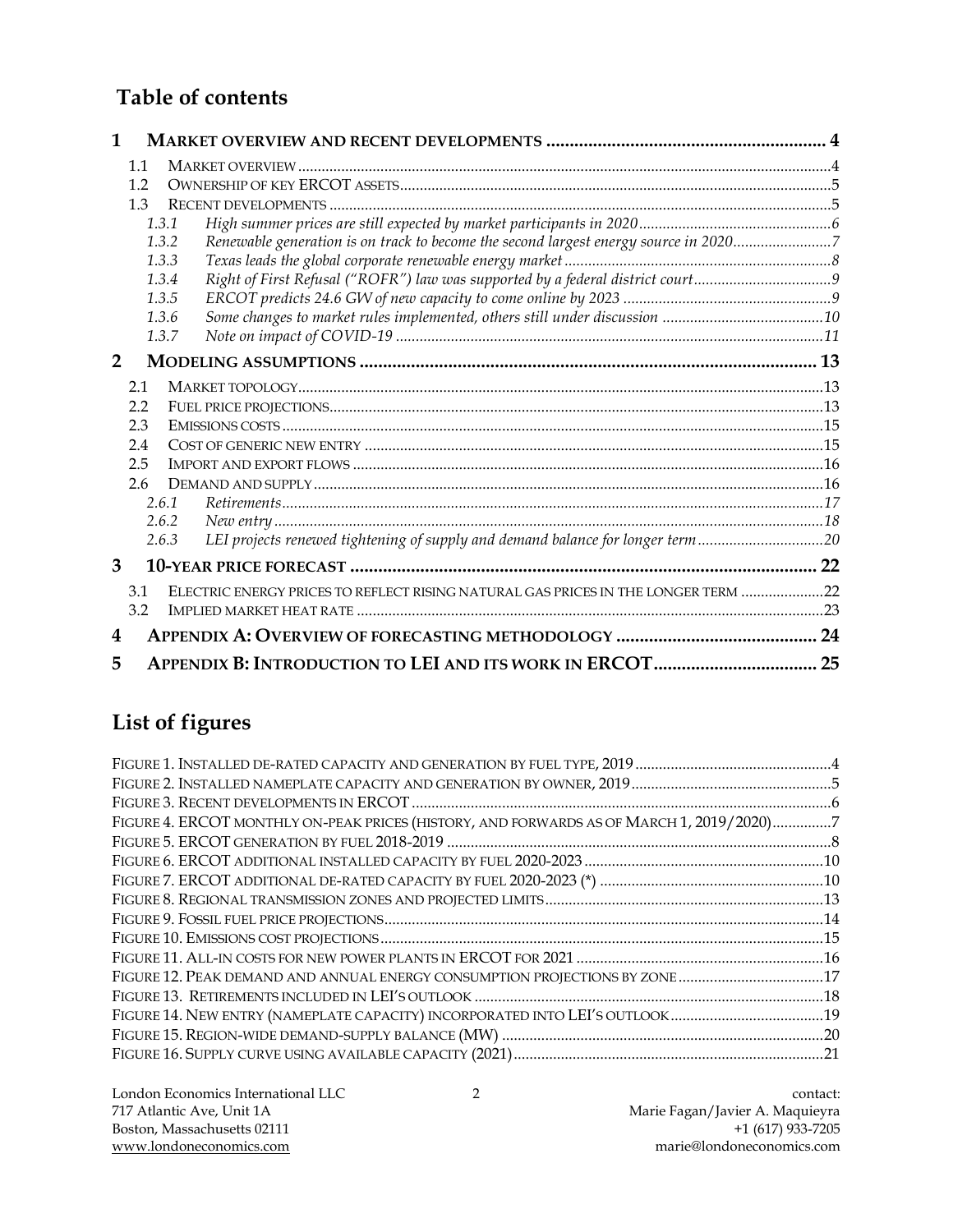## Table of contents

**1 MARKET OVERVIEW AND RECENT DEVELOPMENTS ............................................................. 4**

- 1.1 MARKET OVERVIEW .......................................................................................................................4
- 1.2 OWNERSHIP OF KEY ERCOT ASSETS.............................................................................................5
- 1.3 RECENT DEVELOPMENTS ...............................................................................................................5
  - 1.3.1 *High summer prices are still expected by market participants in 2020.................................................6*
  - 1.3.2 *Renewable generation is on track to become the second largest energy source in 2020.........................7*
  - 1.3.3 *Texas leads the global corporate renewable energy market ....................................................................8*
  - 1.3.4 *Right of First Refusal ("ROFR") law was supported by a federal district court....................................9*
  - 1.3.5 *ERCOT predicts 24.6 GW of new capacity to come online by 2023 .....................................................9*
  - 1.3.6 *Some changes to market rules implemented, others still under discussion .........................................10*
  - 1.3.7 *Note on impact of COVID-19 ............................................................................................................11*

**2 MODELING ASSUMPTIONS ................................................................................................ 13**

- 2.1 MARKET TOPOLOGY.....................................................................................................................13
- 2.2 FUEL PRICE PROJECTIONS.............................................................................................................13
- 2.3 EMISSIONS COSTS .........................................................................................................................15
- 2.4 COST OF GENERIC NEW ENTRY ....................................................................................................15
- 2.5 IMPORT AND EXPORT FLOWS .......................................................................................................16
- 2.6 DEMAND AND SUPPLY .................................................................................................................16
  - 2.6.1 *Retirements.........................................................................................................................................17*
  - 2.6.2 *New entry ...........................................................................................................................................18*
  - 2.6.3 *LEI projects renewed tightening of supply and demand balance for longer term ................................20*

**3 10-YEAR PRICE FORECAST ................................................................................................. 22**

- 3.1 ELECTRIC ENERGY PRICES TO REFLECT RISING NATURAL GAS PRICES IN THE LONGER TERM .....................22
- 3.2 IMPLIED MARKET HEAT RATE .....................................................................................................23

**4 APPENDIX A: OVERVIEW OF FORECASTING METHODOLOGY ........................................... 24**

**5 APPENDIX B: INTRODUCTION TO LEI AND ITS WORK IN ERCOT................................... 25**

## List of figures

FIGURE 1. INSTALLED DE-RATED CAPACITY AND GENERATION BY FUEL TYPE, 2019 ..................................................4
FIGURE 2. INSTALLED NAMEPLATE CAPACITY AND GENERATION BY OWNER, 2019...................................................5
FIGURE 3. RECENT DEVELOPMENTS IN ERCOT ...........................................................................................................6
FIGURE 4. ERCOT MONTHLY ON-PEAK PRICES (HISTORY, AND FORWARDS AS OF MARCH 1, 2019/2020)...............7
FIGURE 5. ERCOT GENERATION BY FUEL 2018-2019 ..................................................................................................8
FIGURE 6. ERCOT ADDITIONAL INSTALLED CAPACITY BY FUEL 2020-2023 .............................................................10
FIGURE 7. ERCOT ADDITIONAL DE-RATED CAPACITY BY FUEL 2020-2023 (*) ..........................................................10
FIGURE 8. REGIONAL TRANSMISSION ZONES AND PROJECTED LIMITS.......................................................................13
FIGURE 9. FOSSIL FUEL PRICE PROJECTIONS...............................................................................................................14
FIGURE 10. EMISSIONS COST PROJECTIONS.................................................................................................................15
FIGURE 11. ALL-IN COSTS FOR NEW POWER PLANTS IN ERCOT FOR 2021 ..............................................................16
FIGURE 12. PEAK DEMAND AND ANNUAL ENERGY CONSUMPTION PROJECTIONS BY ZONE .....................................17
FIGURE 13. RETIREMENTS INCLUDED IN LEI'S OUTLOOK .........................................................................................18
FIGURE 14. NEW ENTRY (NAMEPLATE CAPACITY) INCORPORATED INTO LEI'S OUTLOOK.......................................19
FIGURE 15. REGION-WIDE DEMAND-SUPPLY BALANCE (MW) .................................................................................20
FIGURE 16. SUPPLY CURVE USING AVAILABLE CAPACITY (2021)...............................................................................21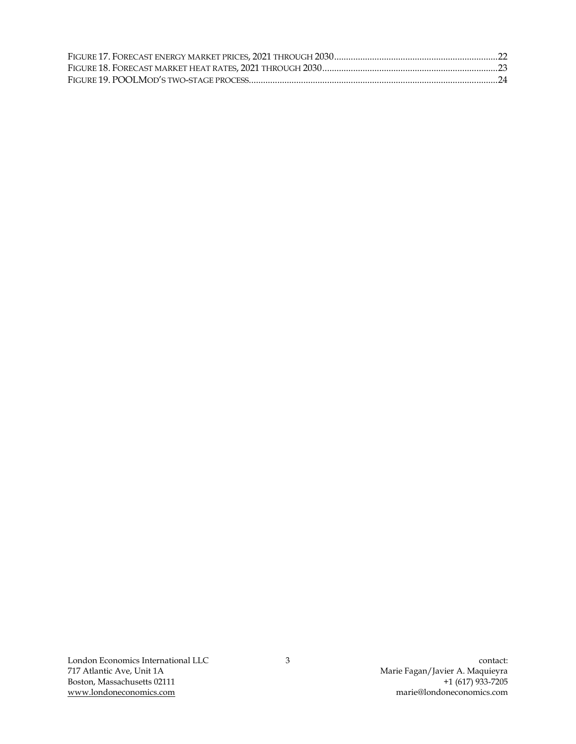FIGURE 17. FORECAST ENERGY MARKET PRICES, 2021 THROUGH 2030 ....................................................................22
FIGURE 18. FORECAST MARKET HEAT RATES, 2021 THROUGH 2030 .........................................................................23
FIGURE 19. POOLMOD'S TWO-STAGE PROCESS.........................................................................................................24